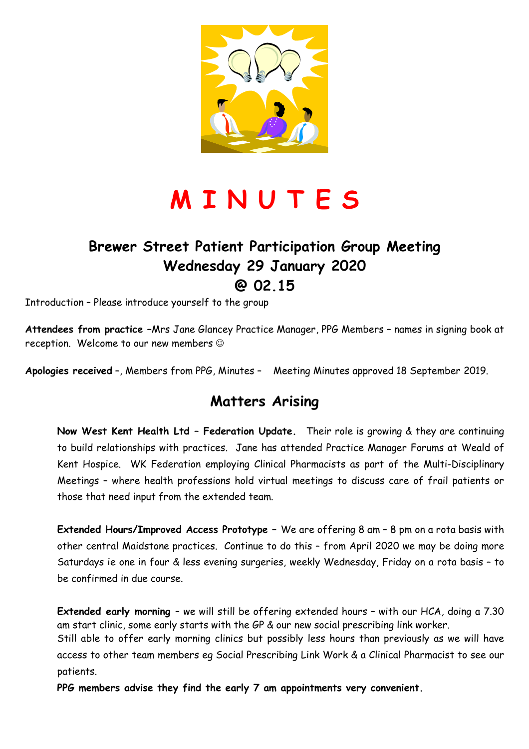# M I N U T E S

## Brewer Street Patient Participation Group Meeting
## Wednesday 29 January 2020
## @ 02.15

Introduction – Please introduce yourself to the group

**Attendees from practice** –Mrs Jane Glancey Practice Manager, PPG Members – names in signing book at reception. Welcome to our new members ☺

**Apologies received** –, Members from PPG, Minutes – Meeting Minutes approved 18 September 2019.

## Matters Arising

**Now West Kent Health Ltd – Federation Update.** Their role is growing & they are continuing to build relationships with practices. Jane has attended Practice Manager Forums at Weald of Kent Hospice. WK Federation employing Clinical Pharmacists as part of the Multi-Disciplinary Meetings – where health professions hold virtual meetings to discuss care of frail patients or those that need input from the extended team.

**Extended Hours/Improved Access Prototype** – We are offering 8 am – 8 pm on a rota basis with other central Maidstone practices. Continue to do this – from April 2020 we may be doing more Saturdays ie one in four & less evening surgeries, weekly Wednesday, Friday on a rota basis – to be confirmed in due course.

**Extended early morning** – we will still be offering extended hours – with our HCA, doing a 7.30 am start clinic, some early starts with the GP & our new social prescribing link worker.
Still able to offer early morning clinics but possibly less hours than previously as we will have access to other team members eg Social Prescribing Link Work & a Clinical Pharmacist to see our patients.

**PPG members advise they find the early 7 am appointments very convenient.**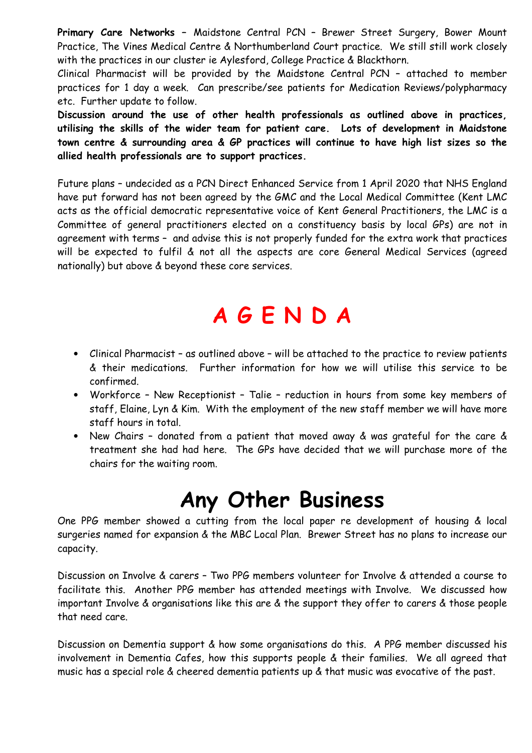**Primary Care Networks** – Maidstone Central PCN – Brewer Street Surgery, Bower Mount Practice, The Vines Medical Centre & Northumberland Court practice. We still still work closely with the practices in our cluster ie Aylesford, College Practice & Blackthorn.

Clinical Pharmacist will be provided by the Maidstone Central PCN – attached to member practices for 1 day a week. Can prescribe/see patients for Medication Reviews/polypharmacy etc. Further update to follow.

**Discussion around the use of other health professionals as outlined above in practices, utilising the skills of the wider team for patient care. Lots of development in Maidstone town centre & surrounding area & GP practices will continue to have high list sizes so the allied health professionals are to support practices.**

Future plans – undecided as a PCN Direct Enhanced Service from 1 April 2020 that NHS England have put forward has not been agreed by the GMC and the Local Medical Committee (Kent LMC acts as the official democratic representative voice of Kent General Practitioners, the LMC is a Committee of general practitioners elected on a constituency basis by local GPs) are not in agreement with terms – and advise this is not properly funded for the extra work that practices will be expected to fulfil & not all the aspects are core General Medical Services (agreed nationally) but above & beyond these core services.

# A G E N D A

- Clinical Pharmacist – as outlined above – will be attached to the practice to review patients & their medications. Further information for how we will utilise this service to be confirmed.
- Workforce – New Receptionist – Talie – reduction in hours from some key members of staff, Elaine, Lyn & Kim. With the employment of the new staff member we will have more staff hours in total.
- New Chairs – donated from a patient that moved away & was grateful for the care & treatment she had had here. The GPs have decided that we will purchase more of the chairs for the waiting room.

# Any Other Business

One PPG member showed a cutting from the local paper re development of housing & local surgeries named for expansion & the MBC Local Plan. Brewer Street has no plans to increase our capacity.

Discussion on Involve & carers – Two PPG members volunteer for Involve & attended a course to facilitate this. Another PPG member has attended meetings with Involve. We discussed how important Involve & organisations like this are & the support they offer to carers & those people that need care.

Discussion on Dementia support & how some organisations do this. A PPG member discussed his involvement in Dementia Cafes, how this supports people & their families. We all agreed that music has a special role & cheered dementia patients up & that music was evocative of the past.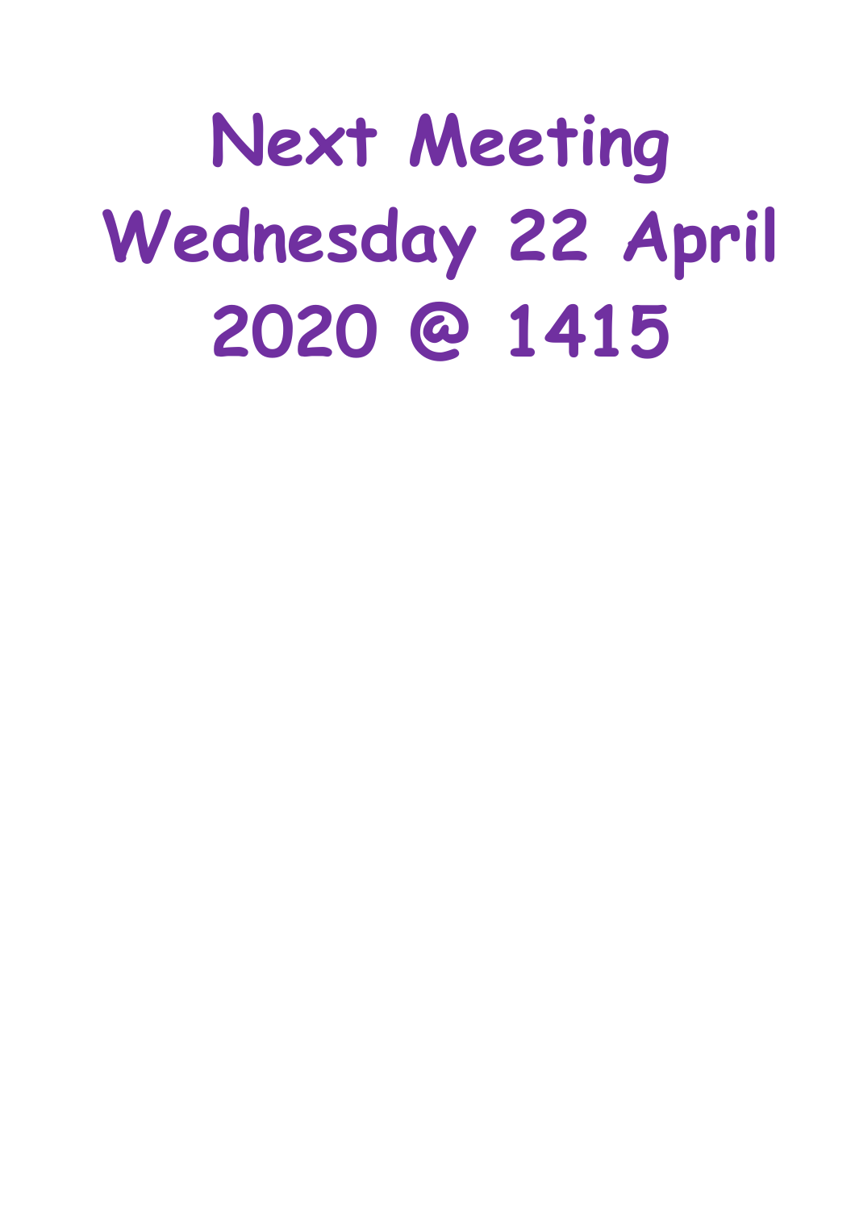# Next Meeting Wednesday 22 April 2020 @ 1415